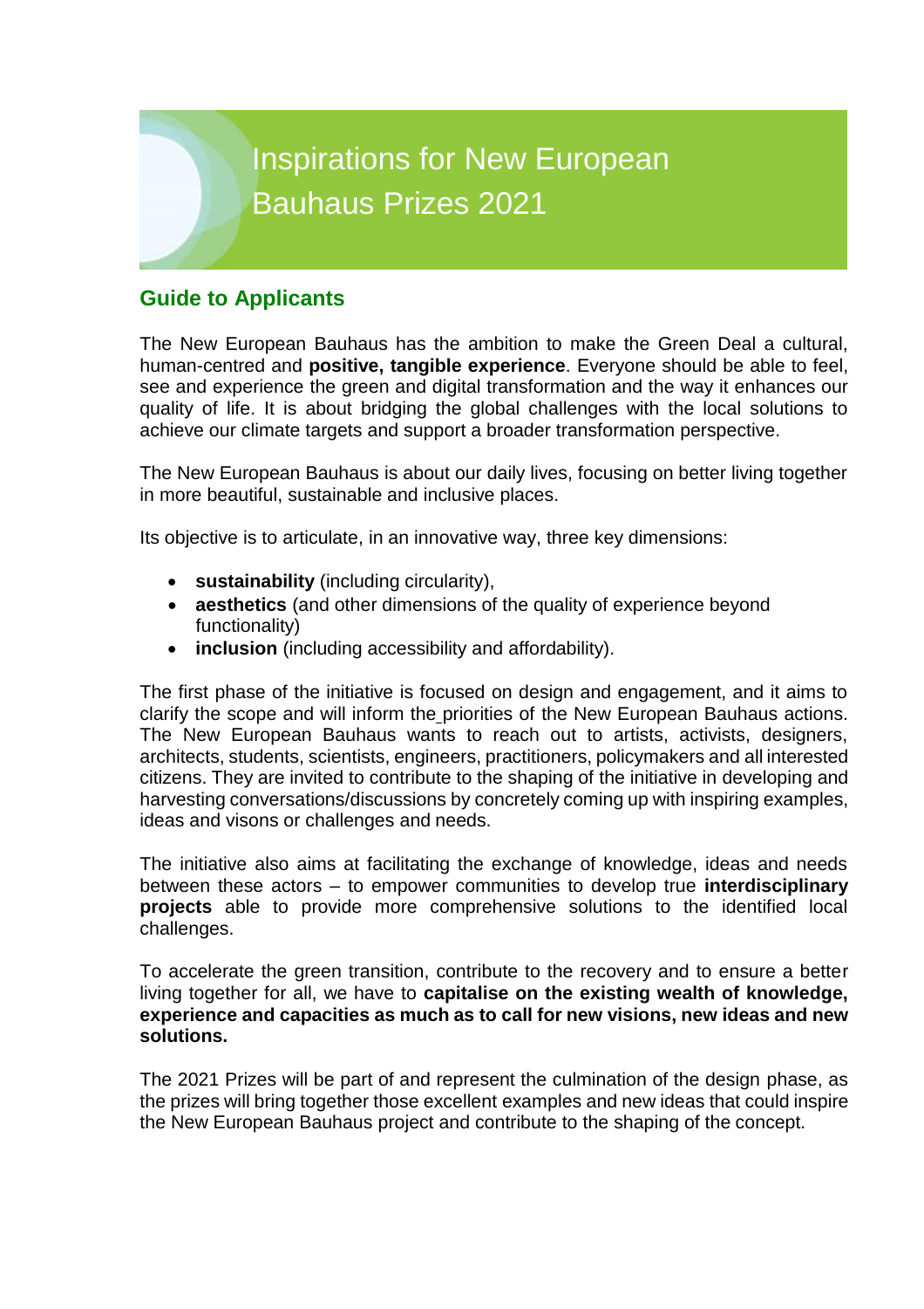# Inspirations for New European Bauhaus Prizes 2021

## Guide to Applicants

The New European Bauhaus has the ambition to make the Green Deal a cultural, human-centred and **positive, tangible experience**. Everyone should be able to feel, see and experience the green and digital transformation and the way it enhances our quality of life. It is about bridging the global challenges with the local solutions to achieve our climate targets and support a broader transformation perspective.

The New European Bauhaus is about our daily lives, focusing on better living together in more beautiful, sustainable and inclusive places.

Its objective is to articulate, in an innovative way, three key dimensions:

- **sustainability** (including circularity),
- **aesthetics** (and other dimensions of the quality of experience beyond functionality)
- **inclusion** (including accessibility and affordability).

The first phase of the initiative is focused on design and engagement, and it aims to clarify the scope and will inform the priorities of the New European Bauhaus actions. The New European Bauhaus wants to reach out to artists, activists, designers, architects, students, scientists, engineers, practitioners, policymakers and all interested citizens. They are invited to contribute to the shaping of the initiative in developing and harvesting conversations/discussions by concretely coming up with inspiring examples, ideas and visons or challenges and needs.

The initiative also aims at facilitating the exchange of knowledge, ideas and needs between these actors – to empower communities to develop true **interdisciplinary projects** able to provide more comprehensive solutions to the identified local challenges.

To accelerate the green transition, contribute to the recovery and to ensure a better living together for all, we have to **capitalise on the existing wealth of knowledge, experience and capacities as much as to call for new visions, new ideas and new solutions.**

The 2021 Prizes will be part of and represent the culmination of the design phase, as the prizes will bring together those excellent examples and new ideas that could inspire the New European Bauhaus project and contribute to the shaping of the concept.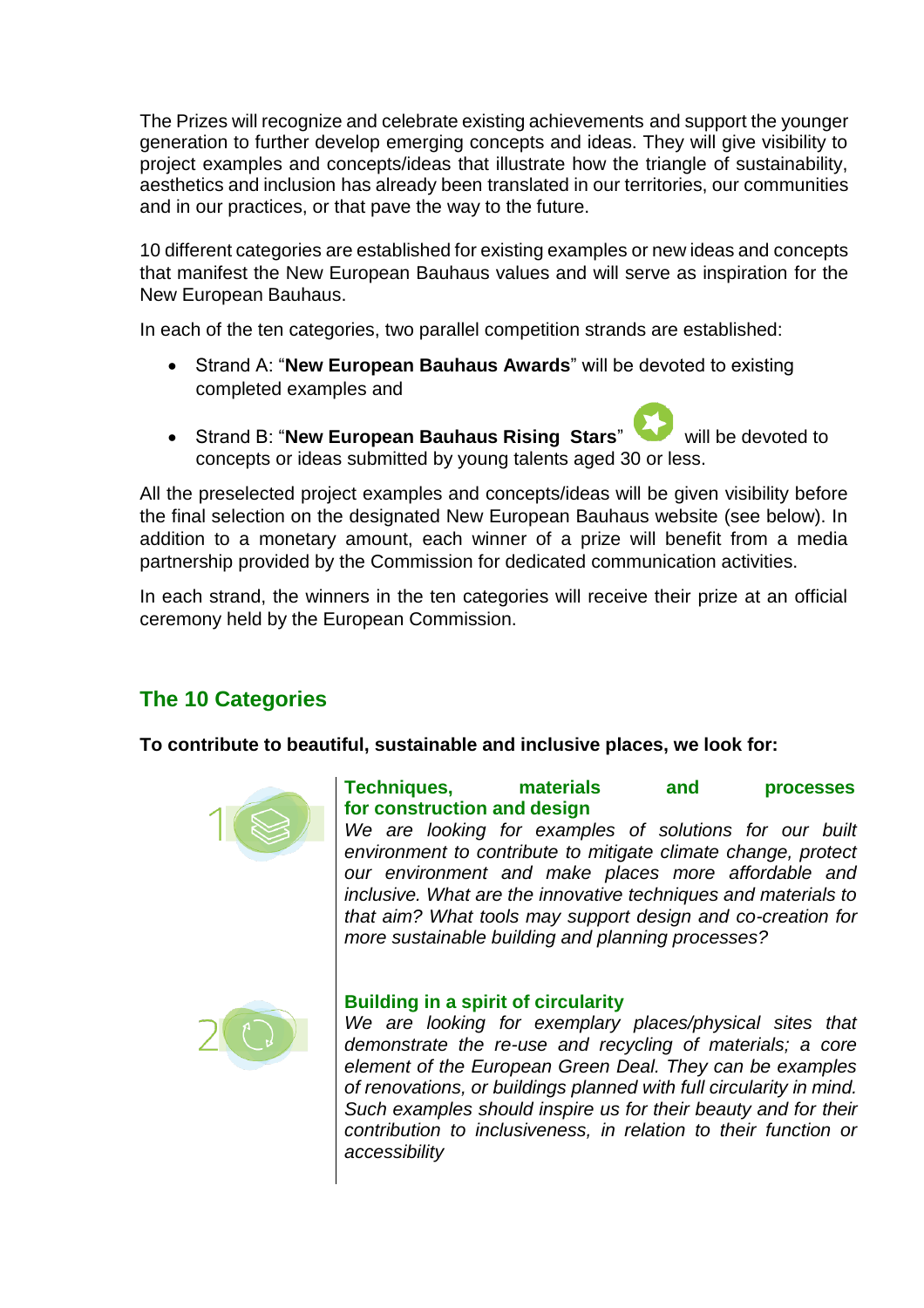The Prizes will recognize and celebrate existing achievements and support the younger generation to further develop emerging concepts and ideas. They will give visibility to project examples and concepts/ideas that illustrate how the triangle of sustainability, aesthetics and inclusion has already been translated in our territories, our communities and in our practices, or that pave the way to the future.

10 different categories are established for existing examples or new ideas and concepts that manifest the New European Bauhaus values and will serve as inspiration for the New European Bauhaus.

In each of the ten categories, two parallel competition strands are established:

- Strand A: "**New European Bauhaus Awards**" will be devoted to existing completed examples and
- Strand B: "**New European Bauhaus Rising Stars**" will be devoted to concepts or ideas submitted by young talents aged 30 or less.

All the preselected project examples and concepts/ideas will be given visibility before the final selection on the designated New European Bauhaus website (see below). In addition to a monetary amount, each winner of a prize will benefit from a media partnership provided by the Commission for dedicated communication activities.

In each strand, the winners in the ten categories will receive their prize at an official ceremony held by the European Commission.

## The 10 Categories

**To contribute to beautiful, sustainable and inclusive places, we look for:**

1

**Techniques, materials and processes for construction and design**

*We are looking for examples of solutions for our built environment to contribute to mitigate climate change, protect our environment and make places more affordable and inclusive. What are the innovative techniques and materials to that aim? What tools may support design and co-creation for more sustainable building and planning processes?*

2

**Building in a spirit of circularity**

*We are looking for exemplary places/physical sites that demonstrate the re-use and recycling of materials; a core element of the European Green Deal. They can be examples of renovations, or buildings planned with full circularity in mind. Such examples should inspire us for their beauty and for their contribution to inclusiveness, in relation to their function or accessibility*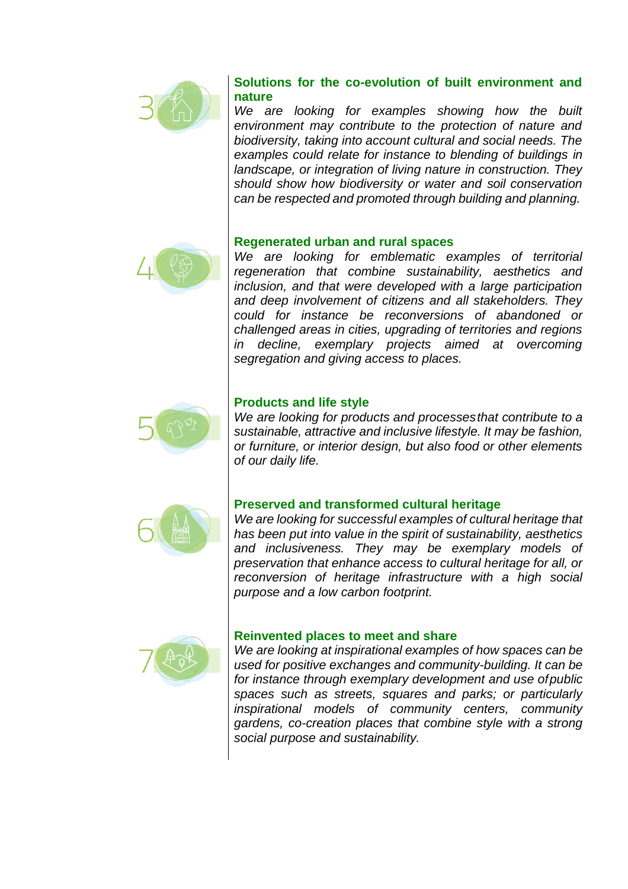### 3 Solutions for the co-evolution of built environment and nature

*We are looking for examples showing how the built environment may contribute to the protection of nature and biodiversity, taking into account cultural and social needs. The examples could relate for instance to blending of buildings in landscape, or integration of living nature in construction. They should show how biodiversity or water and soil conservation can be respected and promoted through building and planning.*

### 4 Regenerated urban and rural spaces

*We are looking for emblematic examples of territorial regeneration that combine sustainability, aesthetics and inclusion, and that were developed with a large participation and deep involvement of citizens and all stakeholders. They could for instance be reconversions of abandoned or challenged areas in cities, upgrading of territories and regions in decline, exemplary projects aimed at overcoming segregation and giving access to places.*

### 5 Products and life style

*We are looking for products and processes that contribute to a sustainable, attractive and inclusive lifestyle. It may be fashion, or furniture, or interior design, but also food or other elements of our daily life.*

### 6 Preserved and transformed cultural heritage

*We are looking for successful examples of cultural heritage that has been put into value in the spirit of sustainability, aesthetics and inclusiveness. They may be exemplary models of preservation that enhance access to cultural heritage for all, or reconversion of heritage infrastructure with a high social purpose and a low carbon footprint.*

### 7 Reinvented places to meet and share

*We are looking at inspirational examples of how spaces can be used for positive exchanges and community-building. It can be for instance through exemplary development and use of public spaces such as streets, squares and parks; or particularly inspirational models of community centers, community gardens, co-creation places that combine style with a strong social purpose and sustainability.*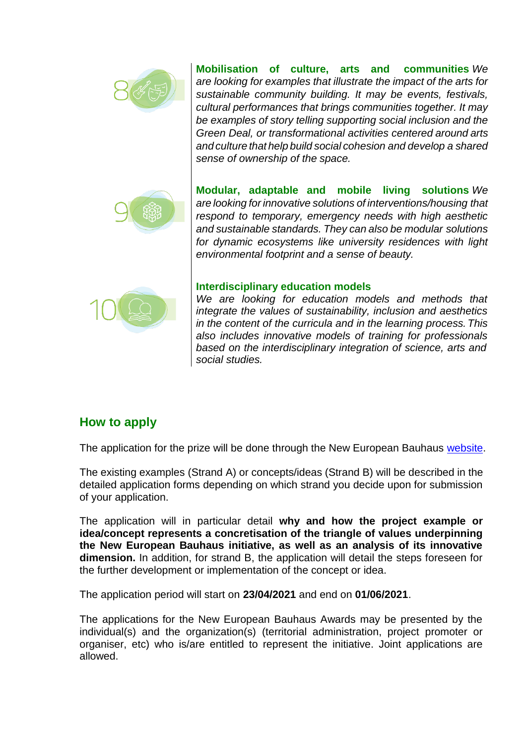8 **Mobilisation of culture, arts and communities** *We are looking for examples that illustrate the impact of the arts for sustainable community building. It may be events, festivals, cultural performances that brings communities together. It may be examples of story telling supporting social inclusion and the Green Deal, or transformational activities centered around arts and culture that help build social cohesion and develop a shared sense of ownership of the space.*

9 **Modular, adaptable and mobile living solutions** *We are looking for innovative solutions of interventions/housing that respond to temporary, emergency needs with high aesthetic and sustainable standards. They can also be modular solutions for dynamic ecosystems like university residences with light environmental footprint and a sense of beauty.*

10 **Interdisciplinary education models**
*We are looking for education models and methods that integrate the values of sustainability, inclusion and aesthetics in the content of the curricula and in the learning process. This also includes innovative models of training for professionals based on the interdisciplinary integration of science, arts and social studies.*

## How to apply

The application for the prize will be done through the New European Bauhaus website.

The existing examples (Strand A) or concepts/ideas (Strand B) will be described in the detailed application forms depending on which strand you decide upon for submission of your application.

The application will in particular detail **why and how the project example or idea/concept represents a concretisation of the triangle of values underpinning the New European Bauhaus initiative, as well as an analysis of its innovative dimension.** In addition, for strand B, the application will detail the steps foreseen for the further development or implementation of the concept or idea.

The application period will start on **23/04/2021** and end on **01/06/2021**.

The applications for the New European Bauhaus Awards may be presented by the individual(s) and the organization(s) (territorial administration, project promoter or organiser, etc) who is/are entitled to represent the initiative. Joint applications are allowed.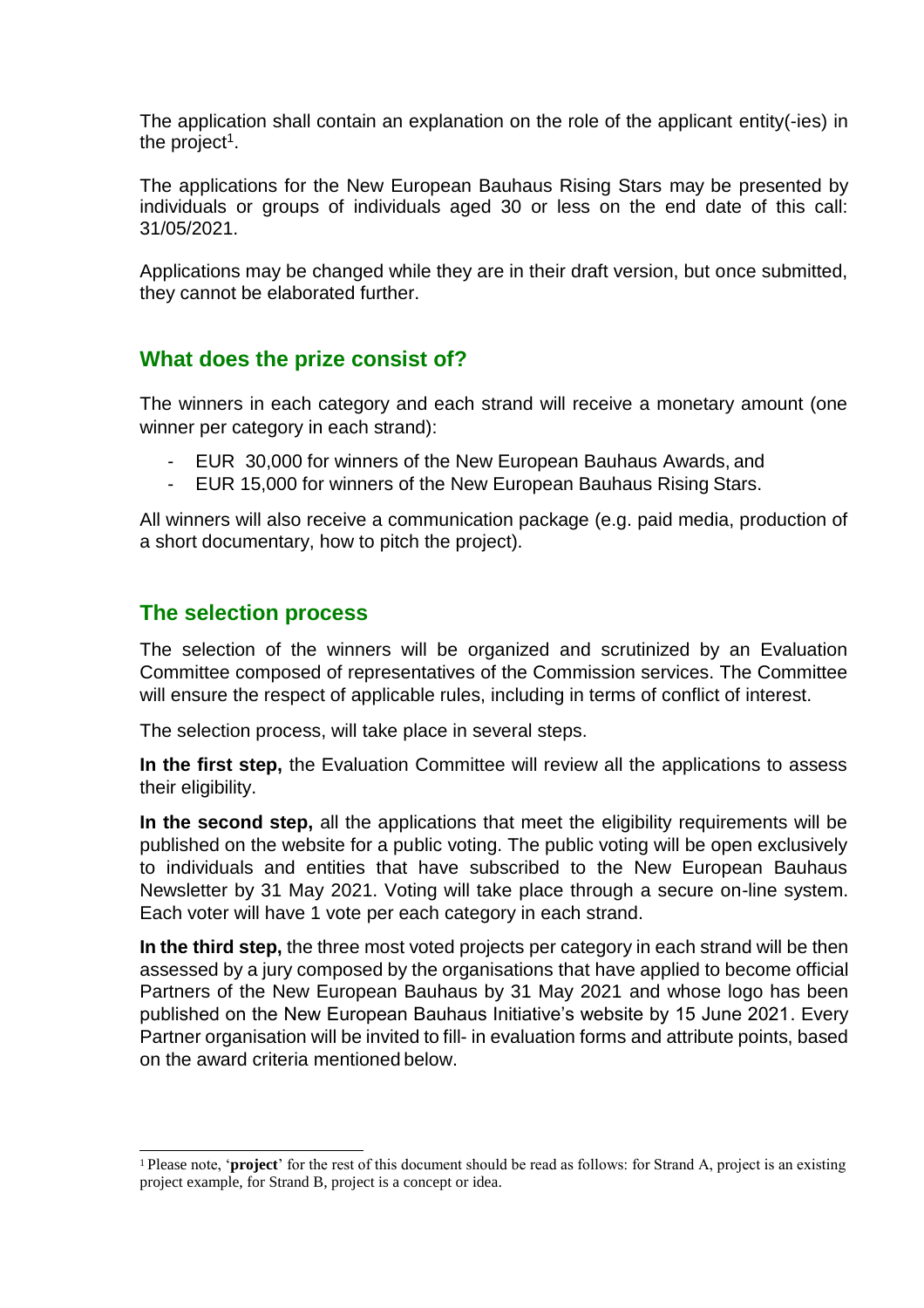The application shall contain an explanation on the role of the applicant entity(-ies) in the project[1].

The applications for the New European Bauhaus Rising Stars may be presented by individuals or groups of individuals aged 30 or less on the end date of this call: 31/05/2021.

Applications may be changed while they are in their draft version, but once submitted, they cannot be elaborated further.

## What does the prize consist of?

The winners in each category and each strand will receive a monetary amount (one winner per category in each strand):

- EUR 30,000 for winners of the New European Bauhaus Awards, and
- EUR 15,000 for winners of the New European Bauhaus Rising Stars.

All winners will also receive a communication package (e.g. paid media, production of a short documentary, how to pitch the project).

## The selection process

The selection of the winners will be organized and scrutinized by an Evaluation Committee composed of representatives of the Commission services. The Committee will ensure the respect of applicable rules, including in terms of conflict of interest.

The selection process, will take place in several steps.

**In the first step,** the Evaluation Committee will review all the applications to assess their eligibility.

**In the second step,** all the applications that meet the eligibility requirements will be published on the website for a public voting. The public voting will be open exclusively to individuals and entities that have subscribed to the New European Bauhaus Newsletter by 31 May 2021. Voting will take place through a secure on-line system. Each voter will have 1 vote per each category in each strand.

**In the third step,** the three most voted projects per category in each strand will be then assessed by a jury composed by the organisations that have applied to become official Partners of the New European Bauhaus by 31 May 2021 and whose logo has been published on the New European Bauhaus Initiative's website by 15 June 2021. Every Partner organisation will be invited to fill- in evaluation forms and attribute points, based on the award criteria mentioned below.

[1] Please note, '**project**' for the rest of this document should be read as follows: for Strand A, project is an existing project example, for Strand B, project is a concept or idea.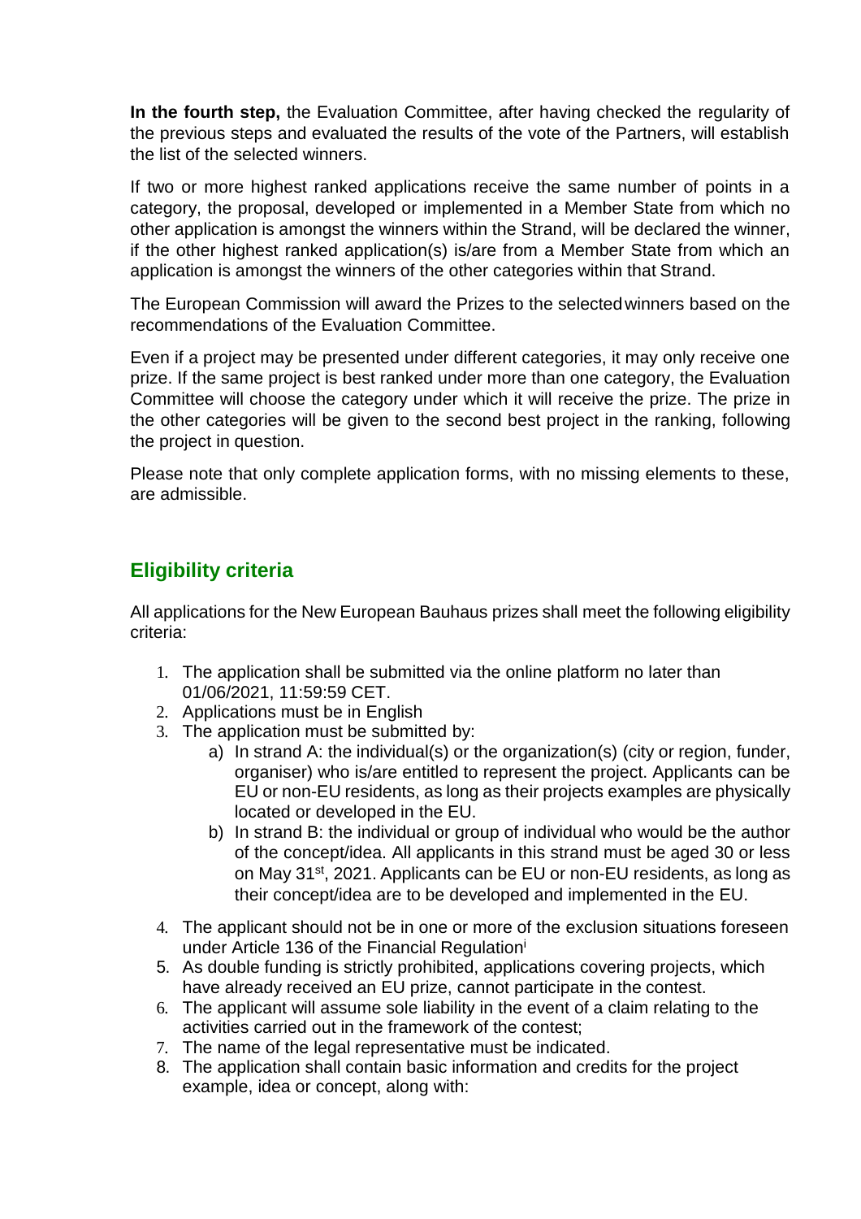**In the fourth step,** the Evaluation Committee, after having checked the regularity of the previous steps and evaluated the results of the vote of the Partners, will establish the list of the selected winners.

If two or more highest ranked applications receive the same number of points in a category, the proposal, developed or implemented in a Member State from which no other application is amongst the winners within the Strand, will be declared the winner, if the other highest ranked application(s) is/are from a Member State from which an application is amongst the winners of the other categories within that Strand.

The European Commission will award the Prizes to the selected winners based on the recommendations of the Evaluation Committee.

Even if a project may be presented under different categories, it may only receive one prize. If the same project is best ranked under more than one category, the Evaluation Committee will choose the category under which it will receive the prize. The prize in the other categories will be given to the second best project in the ranking, following the project in question.

Please note that only complete application forms, with no missing elements to these, are admissible.

## Eligibility criteria

All applications for the New European Bauhaus prizes shall meet the following eligibility criteria:

1. The application shall be submitted via the online platform no later than 01/06/2021, 11:59:59 CET.
2. Applications must be in English
3. The application must be submitted by:
   a) In strand A: the individual(s) or the organization(s) (city or region, funder, organiser) who is/are entitled to represent the project. Applicants can be EU or non-EU residents, as long as their projects examples are physically located or developed in the EU.
   b) In strand B: the individual or group of individual who would be the author of the concept/idea. All applicants in this strand must be aged 30 or less on May 31st, 2021. Applicants can be EU or non-EU residents, as long as their concept/idea are to be developed and implemented in the EU.
4. The applicant should not be in one or more of the exclusion situations foreseen under Article 136 of the Financial Regulation[i]
5. As double funding is strictly prohibited, applications covering projects, which have already received an EU prize, cannot participate in the contest.
6. The applicant will assume sole liability in the event of a claim relating to the activities carried out in the framework of the contest;
7. The name of the legal representative must be indicated.
8. The application shall contain basic information and credits for the project example, idea or concept, along with: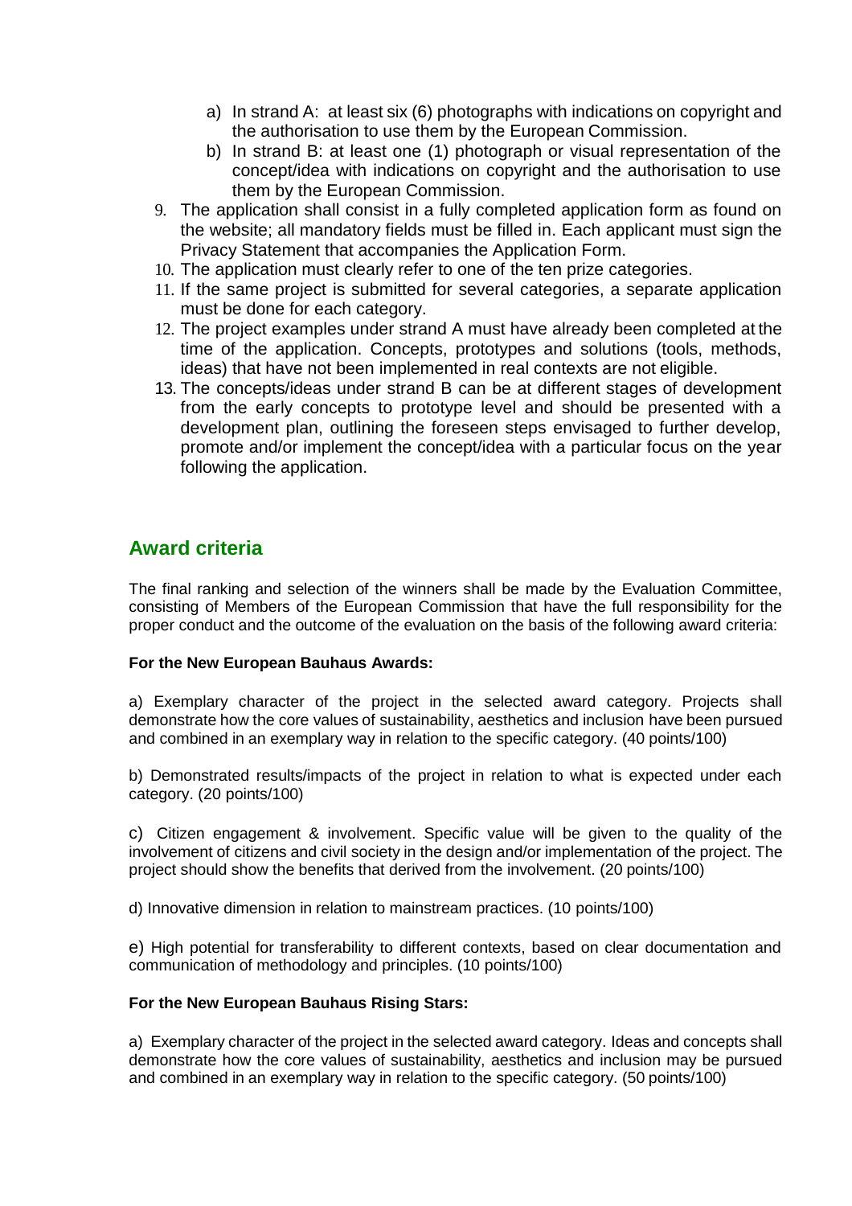a) In strand A: at least six (6) photographs with indications on copyright and the authorisation to use them by the European Commission.
   b) In strand B: at least one (1) photograph or visual representation of the concept/idea with indications on copyright and the authorisation to use them by the European Commission.

9. The application shall consist in a fully completed application form as found on the website; all mandatory fields must be filled in. Each applicant must sign the Privacy Statement that accompanies the Application Form.
10. The application must clearly refer to one of the ten prize categories.
11. If the same project is submitted for several categories, a separate application must be done for each category.
12. The project examples under strand A must have already been completed at the time of the application. Concepts, prototypes and solutions (tools, methods, ideas) that have not been implemented in real contexts are not eligible.
13. The concepts/ideas under strand B can be at different stages of development from the early concepts to prototype level and should be presented with a development plan, outlining the foreseen steps envisaged to further develop, promote and/or implement the concept/idea with a particular focus on the year following the application.

## Award criteria

The final ranking and selection of the winners shall be made by the Evaluation Committee, consisting of Members of the European Commission that have the full responsibility for the proper conduct and the outcome of the evaluation on the basis of the following award criteria:

**For the New European Bauhaus Awards:**

a) Exemplary character of the project in the selected award category. Projects shall demonstrate how the core values of sustainability, aesthetics and inclusion have been pursued and combined in an exemplary way in relation to the specific category. (40 points/100)

b) Demonstrated results/impacts of the project in relation to what is expected under each category. (20 points/100)

c) Citizen engagement & involvement. Specific value will be given to the quality of the involvement of citizens and civil society in the design and/or implementation of the project. The project should show the benefits that derived from the involvement. (20 points/100)

d) Innovative dimension in relation to mainstream practices. (10 points/100)

e) High potential for transferability to different contexts, based on clear documentation and communication of methodology and principles. (10 points/100)

**For the New European Bauhaus Rising Stars:**

a) Exemplary character of the project in the selected award category. Ideas and concepts shall demonstrate how the core values of sustainability, aesthetics and inclusion may be pursued and combined in an exemplary way in relation to the specific category. (50 points/100)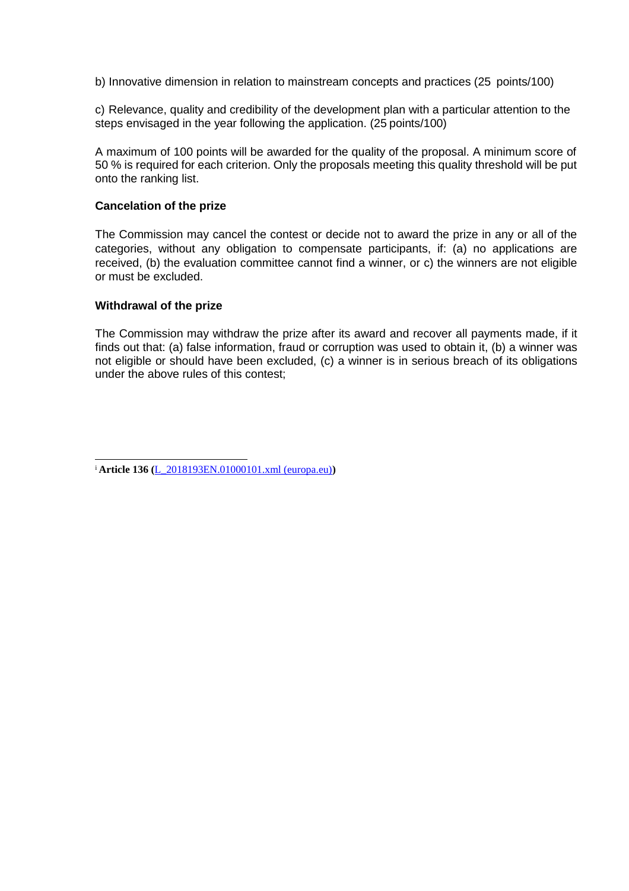b) Innovative dimension in relation to mainstream concepts and practices (25 points/100)

c) Relevance, quality and credibility of the development plan with a particular attention to the steps envisaged in the year following the application. (25 points/100)

A maximum of 100 points will be awarded for the quality of the proposal. A minimum score of 50 % is required for each criterion. Only the proposals meeting this quality threshold will be put onto the ranking list.

**Cancelation of the prize**

The Commission may cancel the contest or decide not to award the prize in any or all of the categories, without any obligation to compensate participants, if: (a) no applications are received, (b) the evaluation committee cannot find a winner, or c) the winners are not eligible or must be excluded.

**Withdrawal of the prize**

The Commission may withdraw the prize after its award and recover all payments made, if it finds out that: (a) false information, fraud or corruption was used to obtain it, (b) a winner was not eligible or should have been excluded, (c) a winner is in serious breach of its obligations under the above rules of this contest;

---

[i] **Article 136 (**L_2018193EN.01000101.xml (europa.eu)**)**